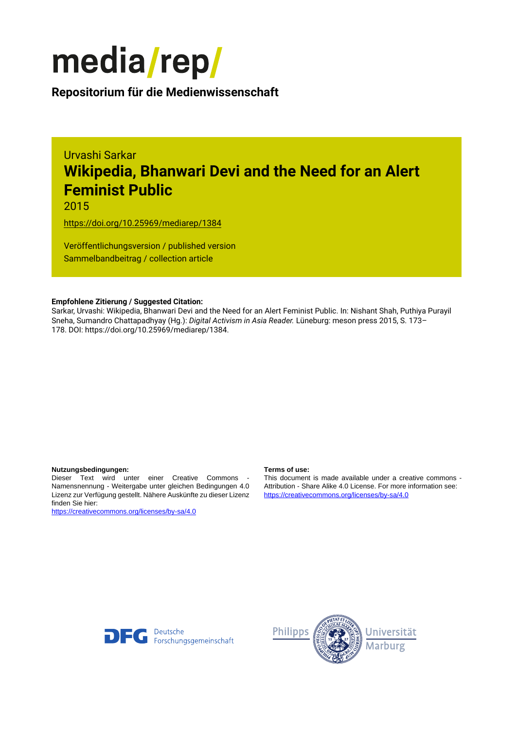media/rep/

**Repositorium für die Medienwissenschaft**

Urvashi Sarkar

# Wikipedia, Bhanwari Devi and the Need for an Alert Feminist Public

2015

https://doi.org/10.25969/mediarep/1384

Veröffentlichungsversion / published version
Sammelbandbeitrag / collection article

**Empfohlene Zitierung / Suggested Citation:**
Sarkar, Urvashi: Wikipedia, Bhanwari Devi and the Need for an Alert Feminist Public. In: Nishant Shah, Puthiya Purayil Sneha, Sumandro Chattapadhyay (Hg.): *Digital Activism in Asia Reader.* Lüneburg: meson press 2015, S. 173–178. DOI: https://doi.org/10.25969/mediarep/1384.

**Nutzungsbedingungen:**
Dieser Text wird unter einer Creative Commons - Namensnennung - Weitergabe unter gleichen Bedingungen 4.0 Lizenz zur Verfügung gestellt. Nähere Auskünfte zu dieser Lizenz finden Sie hier:
https://creativecommons.org/licenses/by-sa/4.0

**Terms of use:**
This document is made available under a creative commons - Attribution - Share Alike 4.0 License. For more information see:
https://creativecommons.org/licenses/by-sa/4.0

Deutsche Forschungsgemeinschaft

Philipps Universität Marburg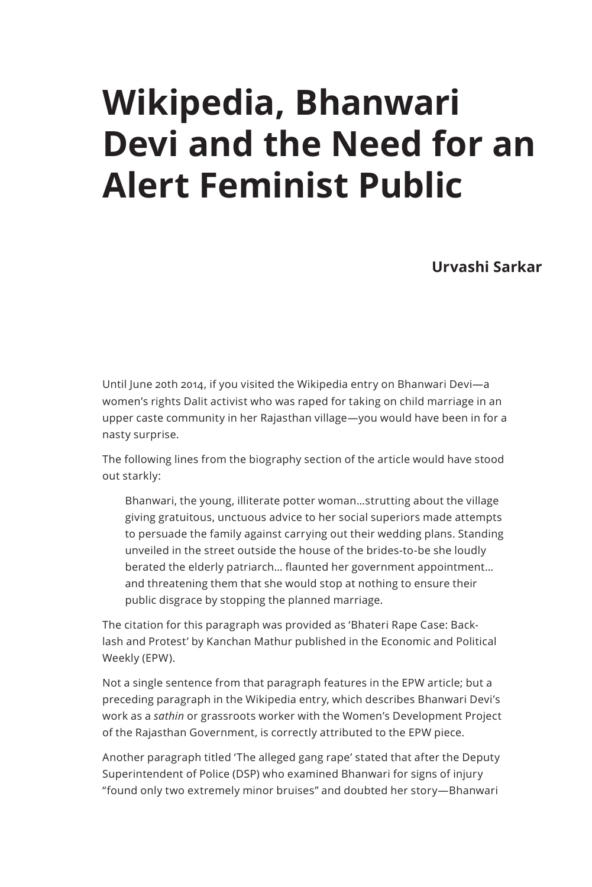# Wikipedia, Bhanwari Devi and the Need for an Alert Feminist Public

**Urvashi Sarkar**

Until June 20th 2014, if you visited the Wikipedia entry on Bhanwari Devi—a women's rights Dalit activist who was raped for taking on child marriage in an upper caste community in her Rajasthan village—you would have been in for a nasty surprise.

The following lines from the biography section of the article would have stood out starkly:

> Bhanwari, the young, illiterate potter woman...strutting about the village giving gratuitous, unctuous advice to her social superiors made attempts to persuade the family against carrying out their wedding plans. Standing unveiled in the street outside the house of the brides-to-be she loudly berated the elderly patriarch... flaunted her government appointment... and threatening them that she would stop at nothing to ensure their public disgrace by stopping the planned marriage.

The citation for this paragraph was provided as 'Bhateri Rape Case: Backlash and Protest' by Kanchan Mathur published in the Economic and Political Weekly (EPW).

Not a single sentence from that paragraph features in the EPW article; but a preceding paragraph in the Wikipedia entry, which describes Bhanwari Devi's work as a *sathin* or grassroots worker with the Women's Development Project of the Rajasthan Government, is correctly attributed to the EPW piece.

Another paragraph titled 'The alleged gang rape' stated that after the Deputy Superintendent of Police (DSP) who examined Bhanwari for signs of injury "found only two extremely minor bruises" and doubted her story—Bhanwari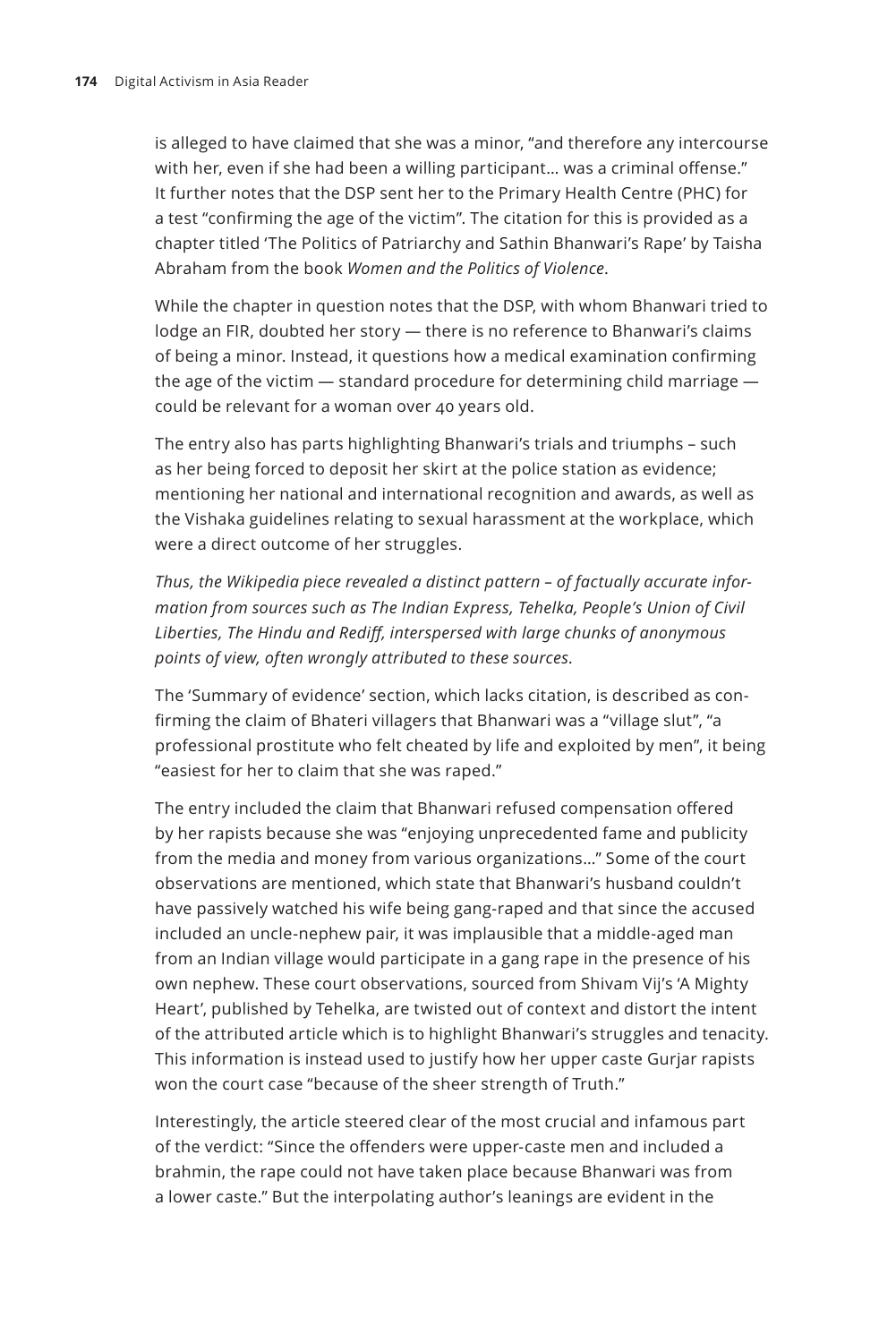is alleged to have claimed that she was a minor, "and therefore any intercourse with her, even if she had been a willing participant… was a criminal offense." It further notes that the DSP sent her to the Primary Health Centre (PHC) for a test "confirming the age of the victim". The citation for this is provided as a chapter titled 'The Politics of Patriarchy and Sathin Bhanwari's Rape' by Taisha Abraham from the book *Women and the Politics of Violence*.

While the chapter in question notes that the DSP, with whom Bhanwari tried to lodge an FIR, doubted her story — there is no reference to Bhanwari's claims of being a minor. Instead, it questions how a medical examination confirming the age of the victim — standard procedure for determining child marriage — could be relevant for a woman over 40 years old.

The entry also has parts highlighting Bhanwari's trials and triumphs – such as her being forced to deposit her skirt at the police station as evidence; mentioning her national and international recognition and awards, as well as the Vishaka guidelines relating to sexual harassment at the workplace, which were a direct outcome of her struggles.

*Thus, the Wikipedia piece revealed a distinct pattern – of factually accurate information from sources such as The Indian Express, Tehelka, People's Union of Civil Liberties, The Hindu and Rediff, interspersed with large chunks of anonymous points of view, often wrongly attributed to these sources.*

The 'Summary of evidence' section, which lacks citation, is described as confirming the claim of Bhateri villagers that Bhanwari was a "village slut", "a professional prostitute who felt cheated by life and exploited by men", it being "easiest for her to claim that she was raped."

The entry included the claim that Bhanwari refused compensation offered by her rapists because she was "enjoying unprecedented fame and publicity from the media and money from various organizations…" Some of the court observations are mentioned, which state that Bhanwari's husband couldn't have passively watched his wife being gang-raped and that since the accused included an uncle-nephew pair, it was implausible that a middle-aged man from an Indian village would participate in a gang rape in the presence of his own nephew. These court observations, sourced from Shivam Vij's 'A Mighty Heart', published by Tehelka, are twisted out of context and distort the intent of the attributed article which is to highlight Bhanwari's struggles and tenacity. This information is instead used to justify how her upper caste Gurjar rapists won the court case "because of the sheer strength of Truth."

Interestingly, the article steered clear of the most crucial and infamous part of the verdict: "Since the offenders were upper-caste men and included a brahmin, the rape could not have taken place because Bhanwari was from a lower caste." But the interpolating author's leanings are evident in the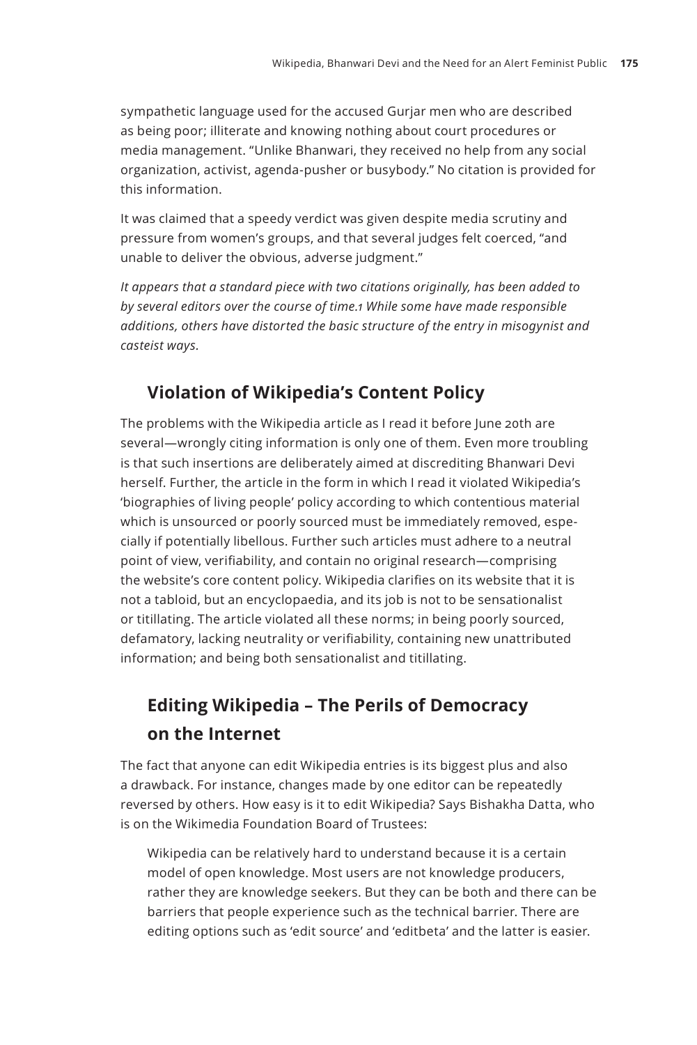sympathetic language used for the accused Gurjar men who are described as being poor; illiterate and knowing nothing about court procedures or media management. "Unlike Bhanwari, they received no help from any social organization, activist, agenda-pusher or busybody." No citation is provided for this information.

It was claimed that a speedy verdict was given despite media scrutiny and pressure from women's groups, and that several judges felt coerced, "and unable to deliver the obvious, adverse judgment."

*It appears that a standard piece with two citations originally, has been added to by several editors over the course of time.[1] While some have made responsible additions, others have distorted the basic structure of the entry in misogynist and casteist ways.*

## Violation of Wikipedia's Content Policy

The problems with the Wikipedia article as I read it before June 20th are several—wrongly citing information is only one of them. Even more troubling is that such insertions are deliberately aimed at discrediting Bhanwari Devi herself. Further, the article in the form in which I read it violated Wikipedia's 'biographies of living people' policy according to which contentious material which is unsourced or poorly sourced must be immediately removed, especially if potentially libellous. Further such articles must adhere to a neutral point of view, verifiability, and contain no original research—comprising the website's core content policy. Wikipedia clarifies on its website that it is not a tabloid, but an encyclopaedia, and its job is not to be sensationalist or titillating. The article violated all these norms; in being poorly sourced, defamatory, lacking neutrality or verifiability, containing new unattributed information; and being both sensationalist and titillating.

## Editing Wikipedia – The Perils of Democracy on the Internet

The fact that anyone can edit Wikipedia entries is its biggest plus and also a drawback. For instance, changes made by one editor can be repeatedly reversed by others. How easy is it to edit Wikipedia? Says Bishakha Datta, who is on the Wikimedia Foundation Board of Trustees:

> Wikipedia can be relatively hard to understand because it is a certain model of open knowledge. Most users are not knowledge producers, rather they are knowledge seekers. But they can be both and there can be barriers that people experience such as the technical barrier. There are editing options such as 'edit source' and 'editbeta' and the latter is easier.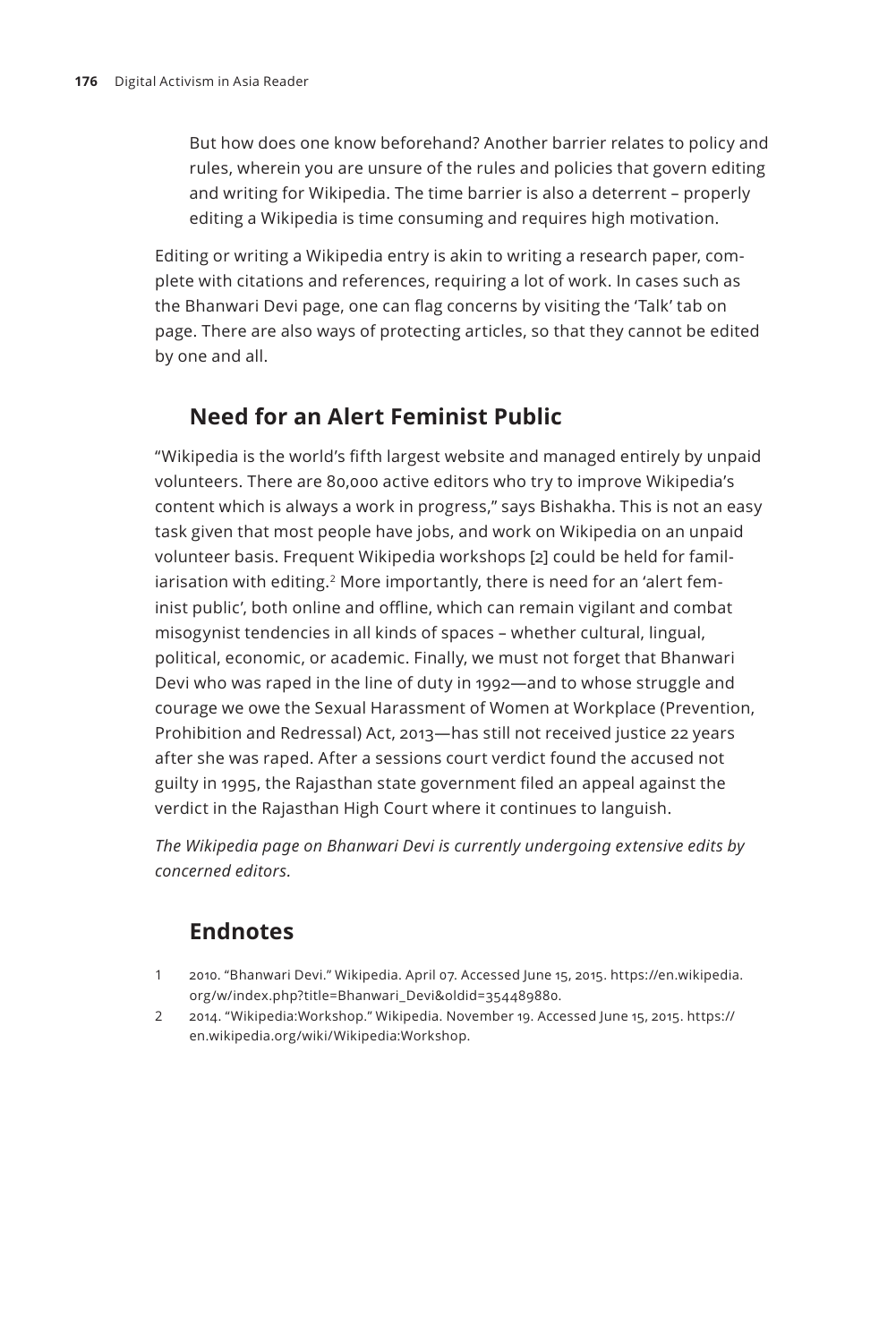But how does one know beforehand? Another barrier relates to policy and rules, wherein you are unsure of the rules and policies that govern editing and writing for Wikipedia. The time barrier is also a deterrent – properly editing a Wikipedia is time consuming and requires high motivation.

Editing or writing a Wikipedia entry is akin to writing a research paper, complete with citations and references, requiring a lot of work. In cases such as the Bhanwari Devi page, one can flag concerns by visiting the 'Talk' tab on page. There are also ways of protecting articles, so that they cannot be edited by one and all.

## Need for an Alert Feminist Public

"Wikipedia is the world's fifth largest website and managed entirely by unpaid volunteers. There are 80,000 active editors who try to improve Wikipedia's content which is always a work in progress," says Bishakha. This is not an easy task given that most people have jobs, and work on Wikipedia on an unpaid volunteer basis. Frequent Wikipedia workshops [2] could be held for familiarisation with editing.[2] More importantly, there is need for an 'alert feminist public', both online and offline, which can remain vigilant and combat misogynist tendencies in all kinds of spaces – whether cultural, lingual, political, economic, or academic. Finally, we must not forget that Bhanwari Devi who was raped in the line of duty in 1992—and to whose struggle and courage we owe the Sexual Harassment of Women at Workplace (Prevention, Prohibition and Redressal) Act, 2013—has still not received justice 22 years after she was raped. After a sessions court verdict found the accused not guilty in 1995, the Rajasthan state government filed an appeal against the verdict in the Rajasthan High Court where it continues to languish.

*The Wikipedia page on Bhanwari Devi is currently undergoing extensive edits by concerned editors.*

## Endnotes

1. 2010. "Bhanwari Devi." Wikipedia. April 07. Accessed June 15, 2015. https://en.wikipedia.org/w/index.php?title=Bhanwari_Devi&oldid=354489880.
2. 2014. "Wikipedia:Workshop." Wikipedia. November 19. Accessed June 15, 2015. https://en.wikipedia.org/wiki/Wikipedia:Workshop.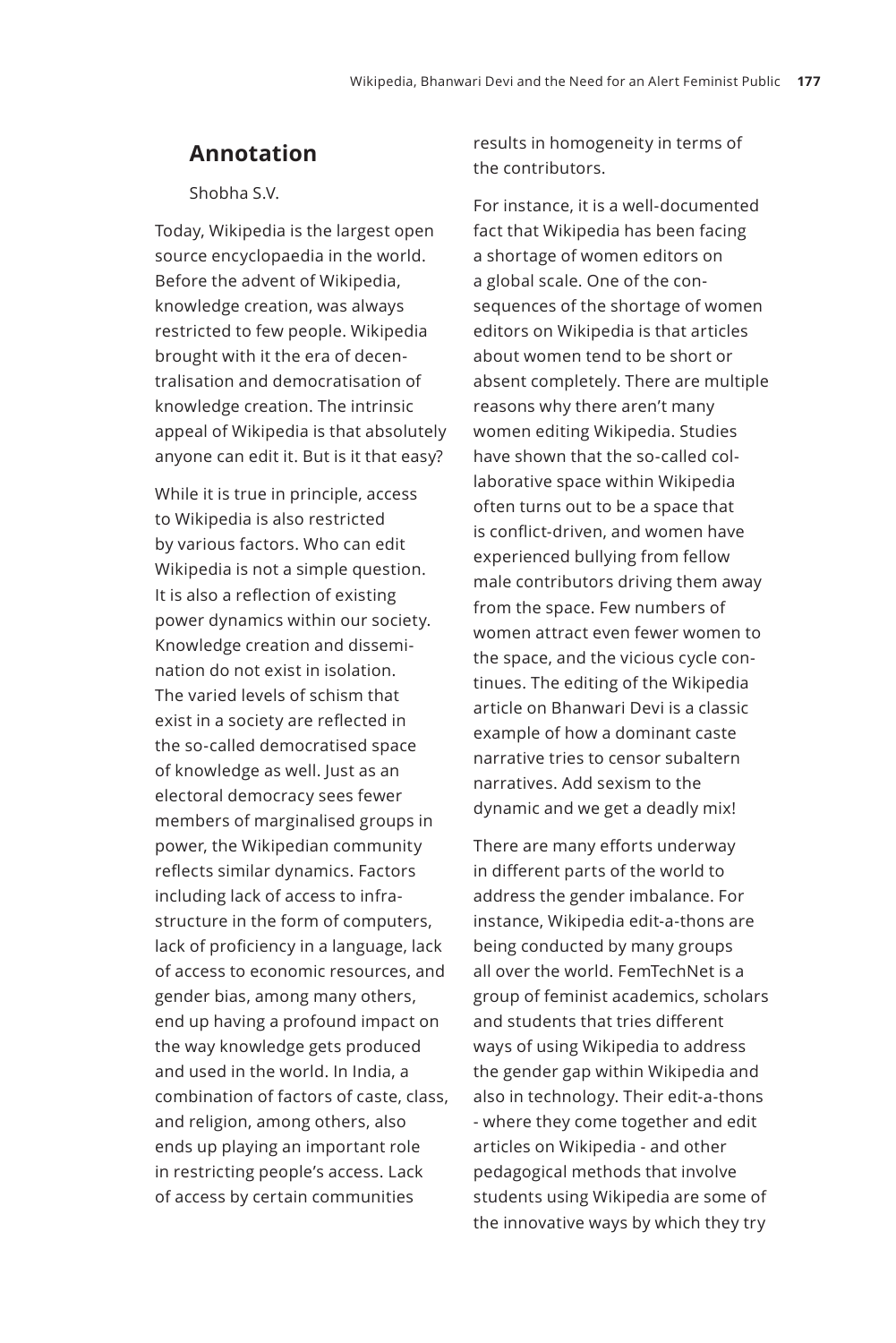## Annotation

Shobha S.V.

Today, Wikipedia is the largest open source encyclopaedia in the world. Before the advent of Wikipedia, knowledge creation, was always restricted to few people. Wikipedia brought with it the era of decentralisation and democratisation of knowledge creation. The intrinsic appeal of Wikipedia is that absolutely anyone can edit it. But is it that easy?

While it is true in principle, access to Wikipedia is also restricted by various factors. Who can edit Wikipedia is not a simple question. It is also a reflection of existing power dynamics within our society. Knowledge creation and dissemination do not exist in isolation. The varied levels of schism that exist in a society are reflected in the so-called democratised space of knowledge as well. Just as an electoral democracy sees fewer members of marginalised groups in power, the Wikipedian community reflects similar dynamics. Factors including lack of access to infrastructure in the form of computers, lack of proficiency in a language, lack of access to economic resources, and gender bias, among many others, end up having a profound impact on the way knowledge gets produced and used in the world. In India, a combination of factors of caste, class, and religion, among others, also ends up playing an important role in restricting people's access. Lack of access by certain communities results in homogeneity in terms of the contributors.

For instance, it is a well-documented fact that Wikipedia has been facing a shortage of women editors on a global scale. One of the consequences of the shortage of women editors on Wikipedia is that articles about women tend to be short or absent completely. There are multiple reasons why there aren't many women editing Wikipedia. Studies have shown that the so-called collaborative space within Wikipedia often turns out to be a space that is conflict-driven, and women have experienced bullying from fellow male contributors driving them away from the space. Few numbers of women attract even fewer women to the space, and the vicious cycle continues. The editing of the Wikipedia article on Bhanwari Devi is a classic example of how a dominant caste narrative tries to censor subaltern narratives. Add sexism to the dynamic and we get a deadly mix!

There are many efforts underway in different parts of the world to address the gender imbalance. For instance, Wikipedia edit-a-thons are being conducted by many groups all over the world. FemTechNet is a group of feminist academics, scholars and students that tries different ways of using Wikipedia to address the gender gap within Wikipedia and also in technology. Their edit-a-thons - where they come together and edit articles on Wikipedia - and other pedagogical methods that involve students using Wikipedia are some of the innovative ways by which they try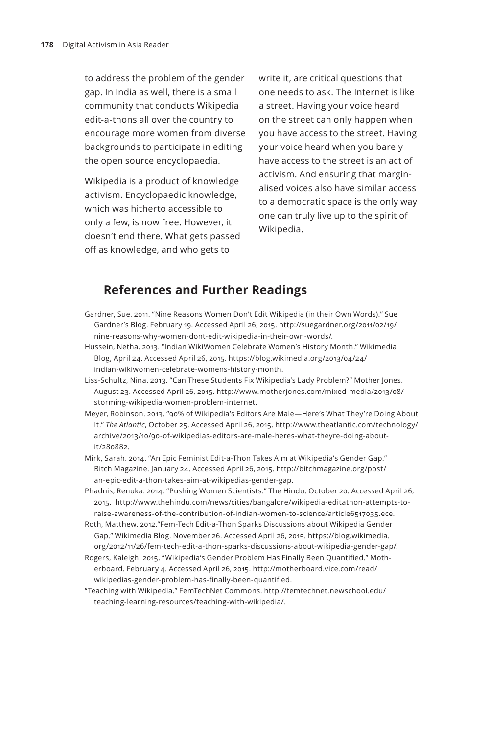to address the problem of the gender gap. In India as well, there is a small community that conducts Wikipedia edit-a-thons all over the country to encourage more women from diverse backgrounds to participate in editing the open source encyclopaedia.

Wikipedia is a product of knowledge activism. Encyclopaedic knowledge, which was hitherto accessible to only a few, is now free. However, it doesn't end there. What gets passed off as knowledge, and who gets to write it, are critical questions that one needs to ask. The Internet is like a street. Having your voice heard on the street can only happen when you have access to the street. Having your voice heard when you barely have access to the street is an act of activism. And ensuring that marginalised voices also have similar access to a democratic space is the only way one can truly live up to the spirit of Wikipedia.

## References and Further Readings

Gardner, Sue. 2011. "Nine Reasons Women Don't Edit Wikipedia (in their Own Words)." Sue Gardner's Blog. February 19. Accessed April 26, 2015. http://suegardner.org/2011/02/19/nine-reasons-why-women-dont-edit-wikipedia-in-their-own-words/.

Hussein, Netha. 2013. "Indian WikiWomen Celebrate Women's History Month." Wikimedia Blog, April 24. Accessed April 26, 2015. https://blog.wikimedia.org/2013/04/24/indian-wikiwomen-celebrate-womens-history-month.

Liss-Schultz, Nina. 2013. "Can These Students Fix Wikipedia's Lady Problem?" Mother Jones. August 23. Accessed April 26, 2015. http://www.motherjones.com/mixed-media/2013/08/storming-wikipedia-women-problem-internet.

Meyer, Robinson. 2013. "90% of Wikipedia's Editors Are Male—Here's What They're Doing About It." *The Atlantic*, October 25. Accessed April 26, 2015. http://www.theatlantic.com/technology/archive/2013/10/90-of-wikipedias-editors-are-male-heres-what-theyre-doing-about-it/280882.

Mirk, Sarah. 2014. "An Epic Feminist Edit-a-Thon Takes Aim at Wikipedia's Gender Gap." Bitch Magazine. January 24. Accessed April 26, 2015. http://bitchmagazine.org/post/an-epic-edit-a-thon-takes-aim-at-wikipedias-gender-gap.

Phadnis, Renuka. 2014. "Pushing Women Scientists." The Hindu. October 20. Accessed April 26, 2015. http://www.thehindu.com/news/cities/bangalore/wikipedia-editathon-attempts-to-raise-awareness-of-the-contribution-of-indian-women-to-science/article6517035.ece.

Roth, Matthew. 2012."Fem-Tech Edit-a-Thon Sparks Discussions about Wikipedia Gender Gap." Wikimedia Blog. November 26. Accessed April 26, 2015. https://blog.wikimedia.org/2012/11/26/fem-tech-edit-a-thon-sparks-discussions-about-wikipedia-gender-gap/.

Rogers, Kaleigh. 2015. "Wikipedia's Gender Problem Has Finally Been Quantified." Motherboard. February 4. Accessed April 26, 2015. http://motherboard.vice.com/read/wikipedias-gender-problem-has-finally-been-quantified.

"Teaching with Wikipedia." FemTechNet Commons. http://femtechnet.newschool.edu/teaching-learning-resources/teaching-with-wikipedia/.